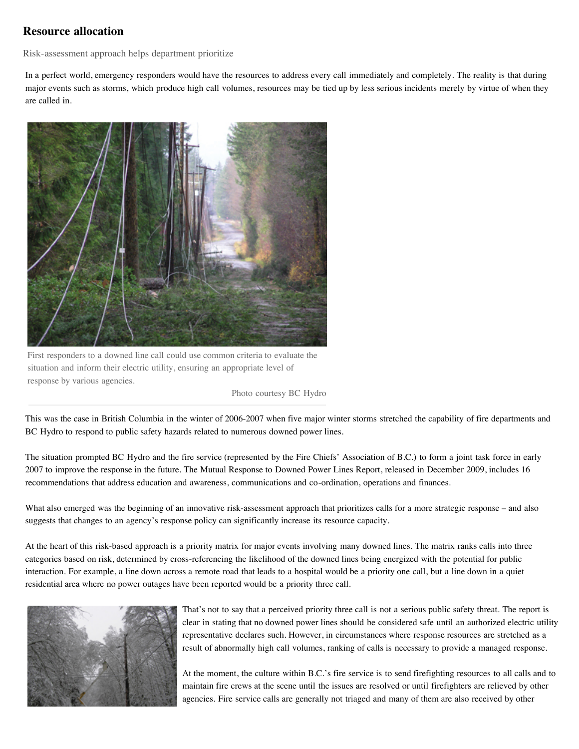## Resource allocation

Risk-assessment approach helps department prioritize

In a perfect world, emergency responders would have the resources to address every call immediately and completely. The reality is that during major events such as storms, which produce high call volumes, resources may be tied up by less serious incidents merely by virtue of when they are called in.

First responders to a downed line call could use common criteria to evaluate the situation and inform their electric utility, ensuring an appropriate level of response by various agencies.

Photo courtesy BC Hydro

This was the case in British Columbia in the winter of 2006-2007 when five major winter storms stretched the capability of fire departments and BC Hydro to respond to public safety hazards related to numerous downed power lines.

The situation prompted BC Hydro and the fire service (represented by the Fire Chiefs' Association of B.C.) to form a joint task force in early 2007 to improve the response in the future. The Mutual Response to Downed Power Lines Report, released in December 2009, includes 16 recommendations that address education and awareness, communications and co-ordination, operations and finances.

What also emerged was the beginning of an innovative risk-assessment approach that prioritizes calls for a more strategic response – and also suggests that changes to an agency's response policy can significantly increase its resource capacity.

At the heart of this risk-based approach is a priority matrix for major events involving many downed lines. The matrix ranks calls into three categories based on risk, determined by cross-referencing the likelihood of the downed lines being energized with the potential for public interaction. For example, a line down across a remote road that leads to a hospital would be a priority one call, but a line down in a quiet residential area where no power outages have been reported would be a priority three call.

That's not to say that a perceived priority three call is not a serious public safety threat. The report is clear in stating that no downed power lines should be considered safe until an authorized electric utility representative declares such. However, in circumstances where response resources are stretched as a result of abnormally high call volumes, ranking of calls is necessary to provide a managed response.

At the moment, the culture within B.C.'s fire service is to send firefighting resources to all calls and to maintain fire crews at the scene until the issues are resolved or until firefighters are relieved by other agencies. Fire service calls are generally not triaged and many of them are also received by other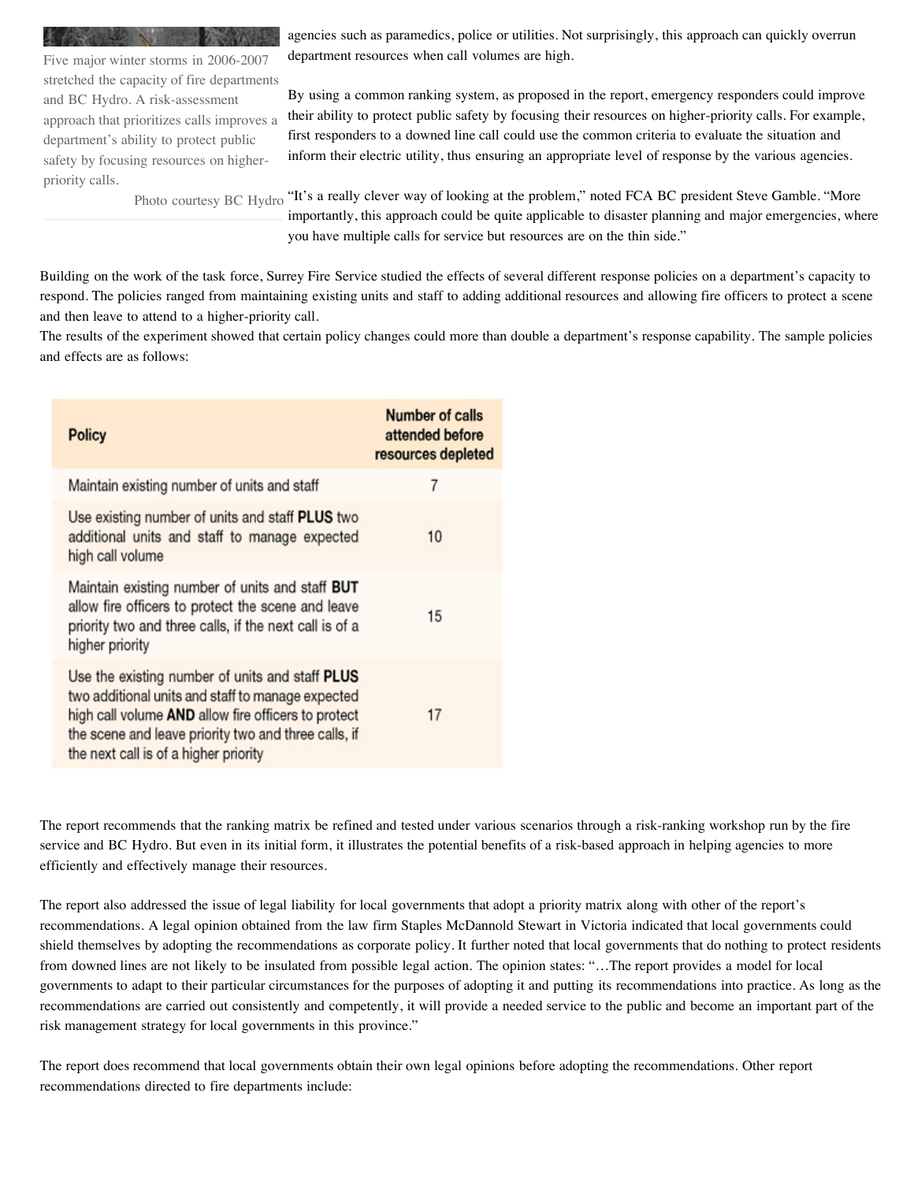Five major winter storms in 2006-2007 stretched the capacity of fire departments and BC Hydro. A risk-assessment approach that prioritizes calls improves a department's ability to protect public safety by focusing resources on higher-priority calls.

Photo courtesy BC Hydro

agencies such as paramedics, police or utilities. Not surprisingly, this approach can quickly overrun department resources when call volumes are high.

By using a common ranking system, as proposed in the report, emergency responders could improve their ability to protect public safety by focusing their resources on higher-priority calls. For example, first responders to a downed line call could use the common criteria to evaluate the situation and inform their electric utility, thus ensuring an appropriate level of response by the various agencies.

"It's a really clever way of looking at the problem," noted FCA BC president Steve Gamble. "More importantly, this approach could be quite applicable to disaster planning and major emergencies, where you have multiple calls for service but resources are on the thin side."

Building on the work of the task force, Surrey Fire Service studied the effects of several different response policies on a department's capacity to respond. The policies ranged from maintaining existing units and staff to adding additional resources and allowing fire officers to protect a scene and then leave to attend to a higher-priority call.

The results of the experiment showed that certain policy changes could more than double a department's response capability. The sample policies and effects are as follows:

| Policy | Number of calls attended before resources depleted |
|---|---|
| Maintain existing number of units and staff | 7 |
| Use existing number of units and staff **PLUS** two additional units and staff to manage expected high call volume | 10 |
| Maintain existing number of units and staff **BUT** allow fire officers to protect the scene and leave priority two and three calls, if the next call is of a higher priority | 15 |
| Use the existing number of units and staff **PLUS** two additional units and staff to manage expected high call volume **AND** allow fire officers to protect the scene and leave priority two and three calls, if the next call is of a higher priority | 17 |

The report recommends that the ranking matrix be refined and tested under various scenarios through a risk-ranking workshop run by the fire service and BC Hydro. But even in its initial form, it illustrates the potential benefits of a risk-based approach in helping agencies to more efficiently and effectively manage their resources.

The report also addressed the issue of legal liability for local governments that adopt a priority matrix along with other of the report's recommendations. A legal opinion obtained from the law firm Staples McDannold Stewart in Victoria indicated that local governments could shield themselves by adopting the recommendations as corporate policy. It further noted that local governments that do nothing to protect residents from downed lines are not likely to be insulated from possible legal action. The opinion states: "…The report provides a model for local governments to adapt to their particular circumstances for the purposes of adopting it and putting its recommendations into practice. As long as the recommendations are carried out consistently and competently, it will provide a needed service to the public and become an important part of the risk management strategy for local governments in this province."

The report does recommend that local governments obtain their own legal opinions before adopting the recommendations. Other report recommendations directed to fire departments include: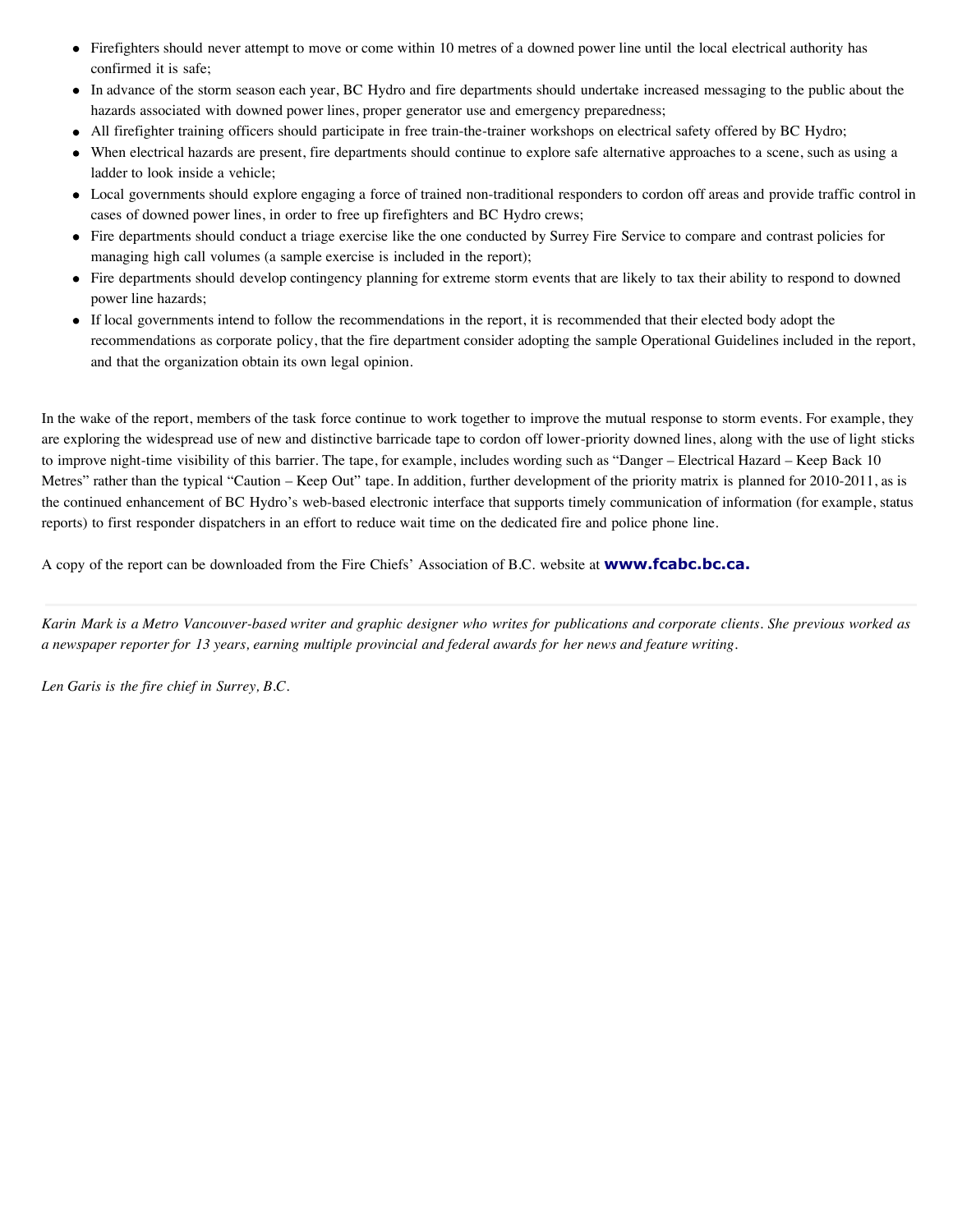- Firefighters should never attempt to move or come within 10 metres of a downed power line until the local electrical authority has confirmed it is safe;
- In advance of the storm season each year, BC Hydro and fire departments should undertake increased messaging to the public about the hazards associated with downed power lines, proper generator use and emergency preparedness;
- All firefighter training officers should participate in free train-the-trainer workshops on electrical safety offered by BC Hydro;
- When electrical hazards are present, fire departments should continue to explore safe alternative approaches to a scene, such as using a ladder to look inside a vehicle;
- Local governments should explore engaging a force of trained non-traditional responders to cordon off areas and provide traffic control in cases of downed power lines, in order to free up firefighters and BC Hydro crews;
- Fire departments should conduct a triage exercise like the one conducted by Surrey Fire Service to compare and contrast policies for managing high call volumes (a sample exercise is included in the report);
- Fire departments should develop contingency planning for extreme storm events that are likely to tax their ability to respond to downed power line hazards;
- If local governments intend to follow the recommendations in the report, it is recommended that their elected body adopt the recommendations as corporate policy, that the fire department consider adopting the sample Operational Guidelines included in the report, and that the organization obtain its own legal opinion.

In the wake of the report, members of the task force continue to work together to improve the mutual response to storm events. For example, they are exploring the widespread use of new and distinctive barricade tape to cordon off lower-priority downed lines, along with the use of light sticks to improve night-time visibility of this barrier. The tape, for example, includes wording such as "Danger – Electrical Hazard – Keep Back 10 Metres" rather than the typical "Caution – Keep Out" tape. In addition, further development of the priority matrix is planned for 2010-2011, as is the continued enhancement of BC Hydro's web-based electronic interface that supports timely communication of information (for example, status reports) to first responder dispatchers in an effort to reduce wait time on the dedicated fire and police phone line.

A copy of the report can be downloaded from the Fire Chiefs' Association of B.C. website at **www.fcabc.bc.ca.**

---

*Karin Mark is a Metro Vancouver-based writer and graphic designer who writes for publications and corporate clients. She previous worked as a newspaper reporter for 13 years, earning multiple provincial and federal awards for her news and feature writing.*

*Len Garis is the fire chief in Surrey, B.C.*